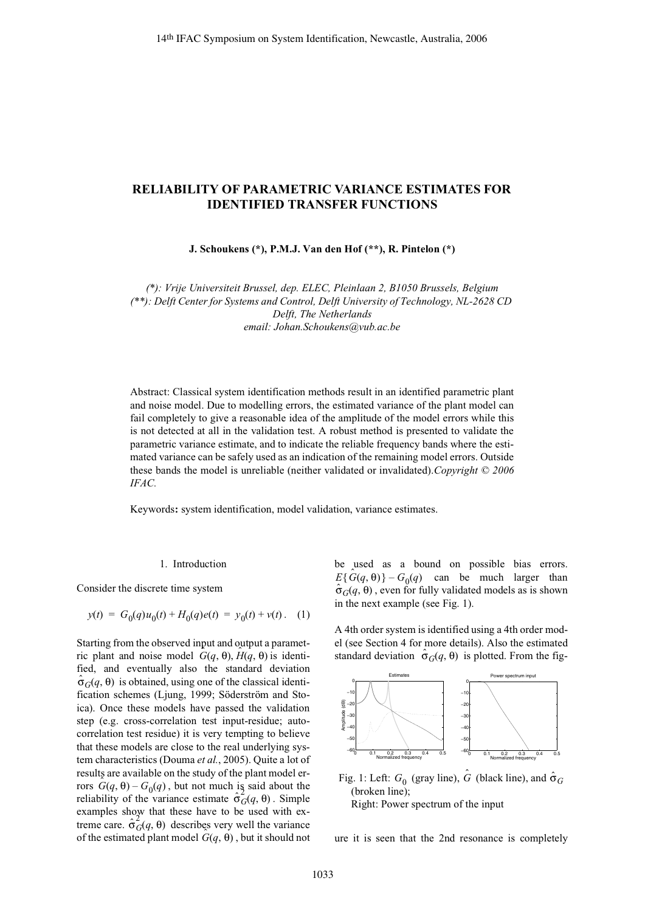# RELIABILITY OF PARAMETRIC VARIANCE ESTIMATES FOR IDENTIFIED TRANSFER FUNCTIONS

**J. Schoukens (\*), P.M.J. Van den Hof (\*\*), R. Pintelon (\*)**

*(\*): Vrije Universiteit Brussel, dep. ELEC, Pleinlaan 2, B1050 Brussels, Belgium*
*(\*\*): Delft Center for Systems and Control, Delft University of Technology, NL-2628 CD Delft, The Netherlands*
*email: Johan.Schoukens@vub.ac.be*

Abstract: Classical system identification methods result in an identified parametric plant and noise model. Due to modelling errors, the estimated variance of the plant model can fail completely to give a reasonable idea of the amplitude of the model errors while this is not detected at all in the validation test. A robust method is presented to validate the parametric variance estimate, and to indicate the reliable frequency bands where the estimated variance can be safely used as an indication of the remaining model errors. Outside these bands the model is unreliable (neither validated or invalidated). *Copyright © 2006 IFAC.*

Keywords**:** system identification, model validation, variance estimates.

## 1. Introduction

Consider the discrete time system

$$y(t) = G_0(q)u_0(t) + H_0(q)e(t) = y_0(t) + v(t). \quad (1)$$

Starting from the observed input and output a parametric plant and noise model $G(q, \theta)$, $\hat{H}(q, \theta)$ is identified, and eventually also the standard deviation $\hat{\sigma}_G(q, \theta)$ is obtained, using one of the classical identification schemes (Ljung, 1999; Söderström and Stoica). Once these models have passed the validation step (e.g. cross-correlation test input-residue; autocorrelation test residue) it is very tempting to believe that these models are close to the real underlying system characteristics (Douma *et al.*, 2005). Quite a lot of results are available on the study of the plant model errors $\hat{G}(q, \theta) - G_0(q)$, but not much is said about the reliability of the variance estimate $\hat{\sigma}_G^2(q, \theta)$. Simple examples show that these have to be used with extreme care. $\hat{\sigma}_G^2(q, \theta)$ describes very well the variance of the estimated plant model $\hat{G}(q, \theta)$, but it should not be used as a bound on possible bias errors. $E\{\hat{G}(q, \theta)\} - G_0(q)$ can be much larger than $\hat{\sigma}_G(q, \theta)$, even for fully validated models as is shown in the next example (see Fig. 1).

A 4th order system is identified using a 4th order model (see Section 4 for more details). Also the estimated standard deviation $\hat{\sigma}_G(q, \theta)$ is plotted. From the figure it is seen that the 2nd resonance is completely

Estimates
Amplitude (dB)
0
−10
−20
−30
−40
−50
−60
0 0.1 0.2 0.3 0.4 0.5
Normalized frequency

Power spectrum input
0
−10
−20
−30
−40
−50
−60
0 0.1 0.2 0.3 0.4 0.5
Normalized frequency

Fig. 1: Left: $G_0$ (gray line), $\hat{G}$ (black line), and $\hat{\sigma}_G$ (broken line);
Right: Power spectrum of the input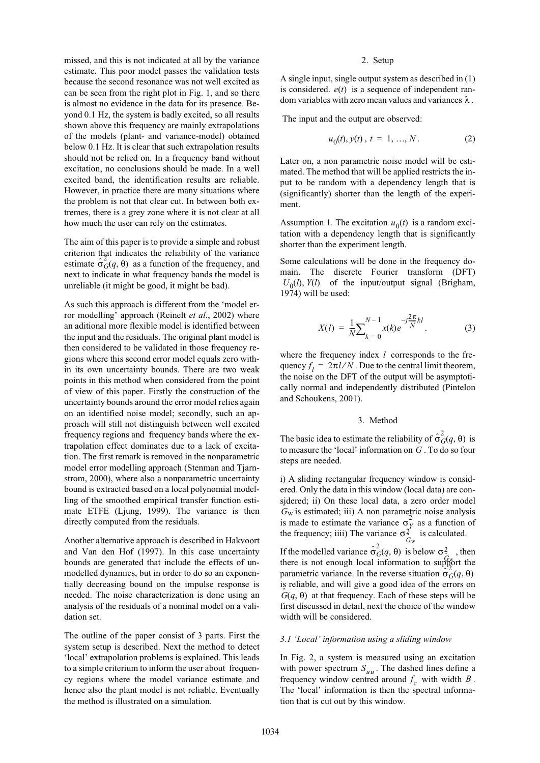missed, and this is not indicated at all by the variance estimate. This poor model passes the validation tests because the second resonance was not well excited as can be seen from the right plot in Fig. 1, and so there is almost no evidence in the data for its presence. Beyond 0.1 Hz, the system is badly excited, so all results shown above this frequency are mainly extrapolations of the models (plant- and variance-model) obtained below 0.1 Hz. It is clear that such extrapolation results should not be relied on. In a frequency band without excitation, no conclusions should be made. In a well excited band, the identification results are reliable. However, in practice there are many situations where the problem is not that clear cut. In between both extremes, there is a grey zone where it is not clear at all how much the user can rely on the estimates.

The aim of this paper is to provide a simple and robust criterion that indicates the reliability of the variance estimate $\hat{\sigma}_G^2(q, \theta)$ as a function of the frequency, and next to indicate in what frequency bands the model is unreliable (it might be good, it might be bad).

As such this approach is different from the 'model error modelling' approach (Reinelt *et al.*, 2002) where an aditional more flexible model is identified between the input and the residuals. The original plant model is then considered to be validated in those frequency regions where this second error model equals zero within its own uncertainty bounds. There are two weak points in this method when considered from the point of view of this paper. Firstly the construction of the uncertainty bounds around the error model relies again on an identified noise model; secondly, such an approach will still not distinguish between well excited frequency regions and frequency bands where the extrapolation effect dominates due to a lack of excitation. The first remark is removed in the nonparametric model error modelling approach (Stenman and Tjarnstrom, 2000), where also a nonparametric uncertainty bound is extracted based on a local polynomial modelling of the smoothed empirical transfer function estimate ETFE (Ljung, 1999). The variance is then directly computed from the residuals.

Another alternative approach is described in Hakvoort and Van den Hof (1997). In this case uncertainty bounds are generated that include the effects of unmodelled dynamics, but in order to do so an exponentially decreasing bound on the impulse response is needed. The noise characterization is done using an analysis of the residuals of a nominal model on a validation set.

The outline of the paper consist of 3 parts. First the system setup is described. Next the method to detect 'local' extrapolation problems is explained. This leads to a simple criterium to inform the user about frequency regions where the model variance estimate and hence also the plant model is not reliable. Eventually the method is illustrated on a simulation.

## 2. Setup

A single input, single output system as described in (1) is considered. $e(t)$ is a sequence of independent random variables with zero mean values and variances $\lambda$.

The input and the output are observed:

$$u_0(t), y(t), \; t = 1, \ldots, N. \tag{2}$$

Later on, a non parametric noise model will be estimated. The method that will be applied restricts the input to be random with a dependency length that is (significantly) shorter than the length of the experiment.

Assumption 1. The excitation $u_0(t)$ is a random excitation with a dependency length that is significantly shorter than the experiment length.

Some calculations will be done in the frequency domain. The discrete Fourier transform (DFT) $U_0(l), Y(l)$ of the input/output signal (Brigham, 1974) will be used:

$$X(l) = \frac{1}{N}\sum_{k=0}^{N-1} x(k)e^{-j\frac{2\pi}{N}kl}. \tag{3}$$

where the frequency index $l$ corresponds to the frequency $f_l = 2\pi l/N$. Due to the central limit theorem, the noise on the DFT of the output will be asymptotically normal and independently distributed (Pintelon and Schoukens, 2001).

## 3. Method

The basic idea to estimate the reliability of $\hat{\sigma}_G^2(q, \theta)$ is to measure the 'local' information on $G$. To do so four steps are needed.

i) A sliding rectangular frequency window is considered. Only the data in this window (local data) are considered; ii) On these local data, a zero order model $G_{\mathrm{W}}$ is estimated; iii) A non parametric noise analysis is made to estimate the variance $\sigma_Y^2$ as a function of the frequency; iiii) The variance $\sigma_{\hat{G}_{\mathrm{w}}}^2$ is calculated.

If the modelled variance $\hat{\sigma}_G^2(q, \theta)$ is below $\sigma_{\hat{G}_{\mathrm{w}}}^2$, then there is not enough local information to support the parametric variance. In the reverse situation $\hat{\sigma}_G^2(q, \theta)$ is reliable, and will give a good idea of the errors on $\hat{G}(q, \theta)$ at that frequency. Each of these steps will be first discussed in detail, next the choice of the window width will be considered.

### *3.1 'Local' information using a sliding window*

In Fig. 2, a system is measured using an excitation with power spectrum $S_{uu}$. The dashed lines define a frequency window centred around $f_c$ with width $B$. The 'local' information is then the spectral information that is cut out by this window.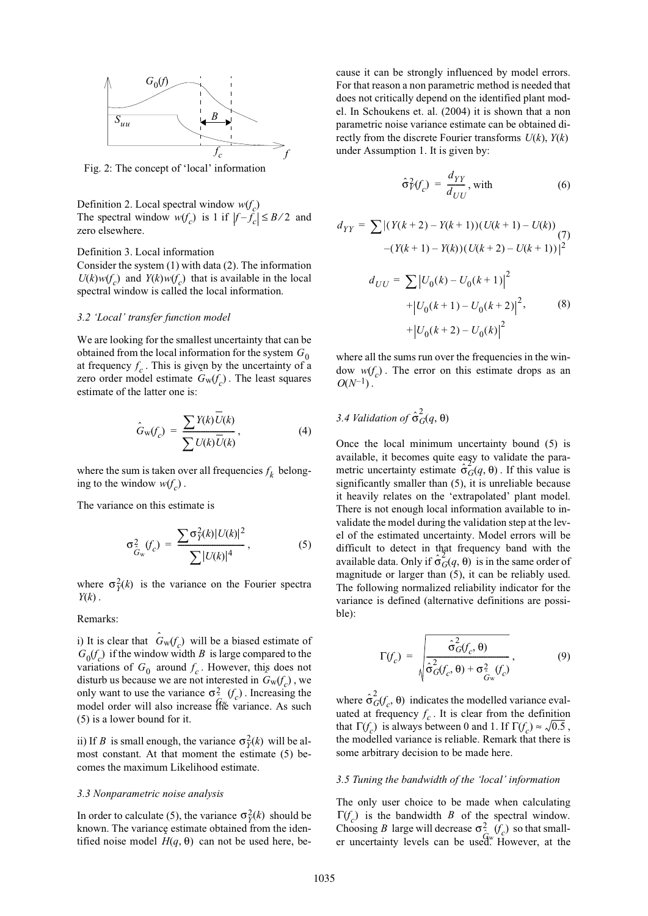$G_0(f)$

$S_{uu}$

$B$

$f_c$

$f$

Fig. 2: The concept of 'local' information

Definition 2. Local spectral window $w(f_c)$
The spectral window $w(f_c)$ is 1 if $|f - f_c| \leq B/2$ and zero elsewhere.

Definition 3. Local information
Consider the system (1) with data (2). The information $U(k)w(f_c)$ and $Y(k)w(f_c)$ that is available in the local spectral window is called the local information.

### *3.2 'Local' transfer function model*

We are looking for the smallest uncertainty that can be obtained from the local information for the system $G_0$ at frequency $f_c$. This is given by the uncertainty of a zero order model estimate $\hat{G}_{\mathrm{w}}(f_c)$. The least squares estimate of the latter one is:

$$\hat{G}_{\mathrm{w}}(f_c) = \frac{\sum Y(k)\overline{U}(k)}{\sum U(k)\overline{U}(k)}, \tag{4}$$

where the sum is taken over all frequencies $f_k$ belonging to the window $w(f_c)$.

The variance on this estimate is

$$\sigma^2_{\hat{G}_{\mathrm{w}}}(f_c) = \frac{\sum \sigma^2_Y(k)|U(k)|^2}{\sum |U(k)|^4}, \tag{5}$$

where $\sigma^2_Y(k)$ is the variance on the Fourier spectra $Y(k)$.

Remarks:

i) It is clear that $\hat{G}_{\mathrm{w}}(f_c)$ will be a biased estimate of $G_0(f_c)$ if the window width $B$ is large compared to the variations of $G_0$ around $f_c$. However, this does not disturb us because we are not interested in $\hat{G}_{\mathrm{w}}(f_c)$, we only want to use the variance $\sigma^2_{\hat{G}_{\mathrm{w}}}(f_c)$. Increasing the model order will also increase the variance. As such (5) is a lower bound for it.

ii) If $B$ is small enough, the variance $\sigma^2_Y(k)$ will be almost constant. At that moment the estimate (5) becomes the maximum Likelihood estimate.

### *3.3 Nonparametric noise analysis*

In order to calculate (5), the variance $\sigma^2_Y(k)$ should be known. The variance estimate obtained from the identified noise model $\hat{H}(q, \theta)$ can not be used here, because it can be strongly influenced by model errors. For that reason a non parametric method is needed that does not critically depend on the identified plant model. In Schoukens et. al. (2004) it is shown that a non parametric noise variance estimate can be obtained directly from the discrete Fourier transforms $U(k)$, $Y(k)$ under Assumption 1. It is given by:

$$\hat{\sigma}^2_Y(f_c) = \frac{d_{YY}}{d_{UU}}, \text{ with} \tag{6}$$

$$\begin{aligned} d_{YY} = \sum |&(Y(k+2) - Y(k+1))(U(k+1) - U(k)) \\ &-(Y(k+1) - Y(k))(U(k+2) - U(k+1))|^2 \end{aligned} \tag{7}$$

$$\begin{aligned} d_{UU} = \sum &|U_0(k) - U_0(k+1)|^2 \\ &+ |U_0(k+1) - U_0(k+2)|^2, \\ &+ |U_0(k+2) - U_0(k)|^2 \end{aligned} \tag{8}$$

where all the sums run over the frequencies in the window $w(f_c)$. The error on this estimate drops as an $O(N^{-1})$.

### *3.4 Validation of $\hat{\sigma}^2_G(q, \theta)$*

Once the local minimum uncertainty bound (5) is available, it becomes quite easy to validate the parametric uncertainty estimate $\hat{\sigma}^2_G(q, \theta)$. If this value is significantly smaller than (5), it is unreliable because it heavily relates on the 'extrapolated' plant model. There is not enough local information available to invalidate the model during the validation step at the level of the estimated uncertainty. Model errors will be difficult to detect in that frequency band with the available data. Only if $\hat{\sigma}^2_G(q, \theta)$ is in the same order of magnitude or larger than (5), it can be reliably used. The following normalized reliability indicator for the variance is defined (alternative definitions are possible):

$$\Gamma(f_c) = \sqrt{\frac{\hat{\sigma}^2_G(f_c, \theta)}{\hat{\sigma}^2_G(f_c, \theta) + \sigma^2_{\hat{G}_{\mathrm{w}}}(f_c)}}, \tag{9}$$

where $\hat{\sigma}^2_G(f_c, \theta)$ indicates the modelled variance evaluated at frequency $f_c$. It is clear from the definition that $\Gamma(f_c)$ is always between 0 and 1. If $\Gamma(f_c) \approx \sqrt{0.5}$, the modelled variance is reliable. Remark that there is some arbitrary decision to be made here.

### *3.5 Tuning the bandwidth of the 'local' information*

The only user choice to be made when calculating $\Gamma(f_c)$ is the bandwidth $B$ of the spectral window. Choosing $B$ large will decrease $\sigma^2_{\hat{G}_{\mathrm{w}}}(f_c)$ so that smaller uncertainty levels can be used. However, at the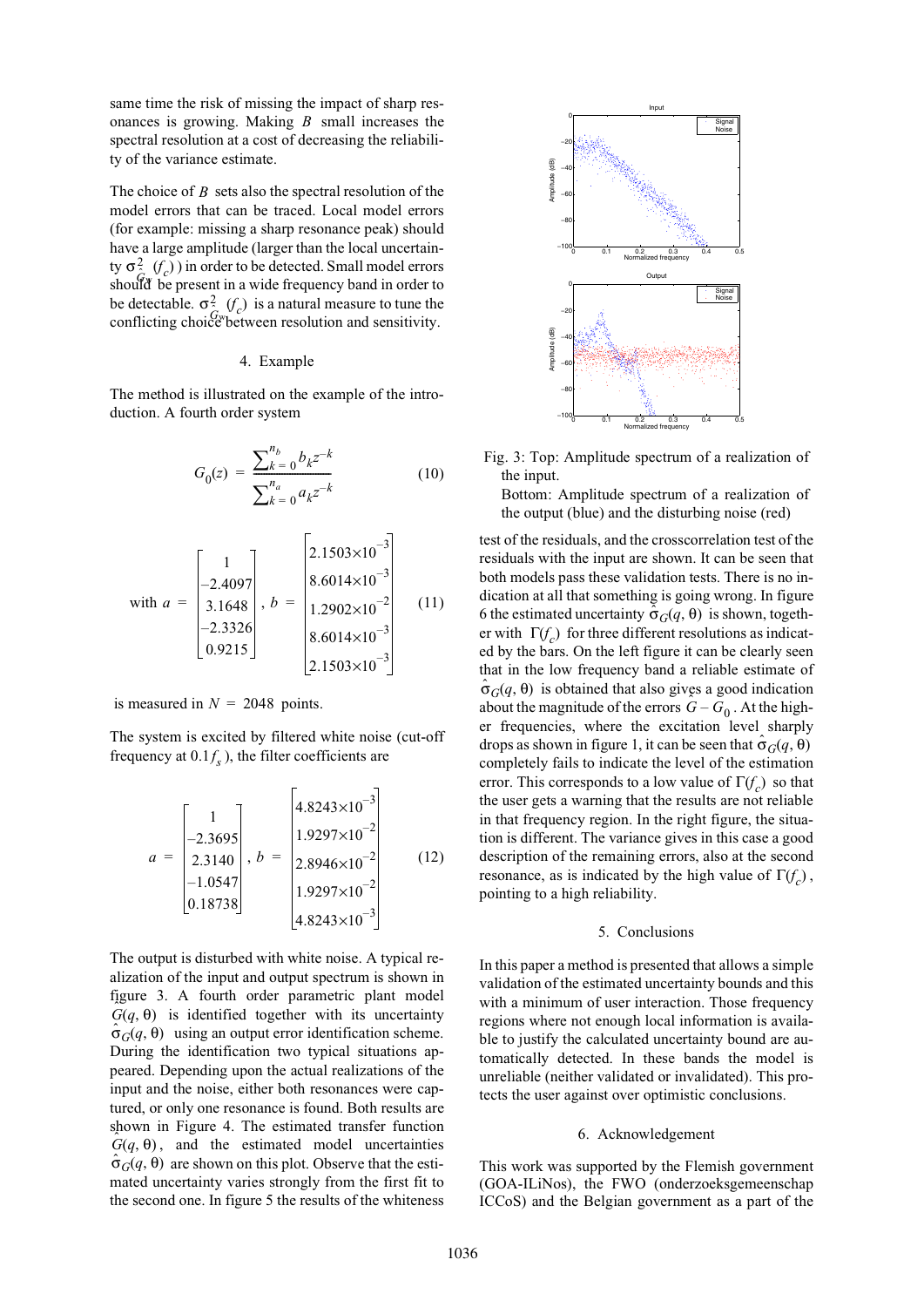same time the risk of missing the impact of sharp resonances is growing. Making $B$ small increases the spectral resolution at a cost of decreasing the reliability of the variance estimate.

The choice of $B$ sets also the spectral resolution of the model errors that can be traced. Local model errors (for example: missing a sharp resonance peak) should have a large amplitude (larger than the local uncertainty $\sigma^2_{\hat{G}_W}(f_c)$) in order to be detected. Small model errors should be present in a wide frequency band in order to be detectable. $\sigma^2_{\hat{G}_W}(f_c)$ is a natural measure to tune the conflicting choice between resolution and sensitivity.

## 4. Example

The method is illustrated on the example of the introduction. A fourth order system

$$G_0(z) = \frac{\sum_{k=0}^{n_b} b_k z^{-k}}{\sum_{k=0}^{n_a} a_k z^{-k}} \tag{10}$$

$$\text{with } a = \begin{bmatrix} 1 \\ -2.4097 \\ 3.1648 \\ -2.3326 \\ 0.9215 \end{bmatrix},\ b = \begin{bmatrix} 2.1503\times10^{-3} \\ 8.6014\times10^{-3} \\ 1.2902\times10^{-2} \\ 8.6014\times10^{-3} \\ 2.1503\times10^{-3} \end{bmatrix} \tag{11}$$

is measured in $N = 2048$ points.

The system is excited by filtered white noise (cut-off frequency at $0.1f_s$), the filter coefficients are

$$a = \begin{bmatrix} 1 \\ -2.3695 \\ 2.3140 \\ -1.0547 \\ 0.18738 \end{bmatrix},\ b = \begin{bmatrix} 4.8243\times10^{-3} \\ 1.9297\times10^{-2} \\ 2.8946\times10^{-2} \\ 1.9297\times10^{-2} \\ 4.8243\times10^{-3} \end{bmatrix} \tag{12}$$

The output is disturbed with white noise. A typical realization of the input and output spectrum is shown in figure 3. A fourth order parametric plant model $\hat{G}(q, \theta)$ is identified together with its uncertainty $\hat{\sigma}_G(q, \theta)$ using an output error identification scheme. During the identification two typical situations appeared. Depending upon the actual realizations of the input and the noise, either both resonances were captured, or only one resonance is found. Both results are shown in Figure 4. The estimated transfer function $\hat{G}(q, \theta)$, and the estimated model uncertainties $\hat{\sigma}_G(q, \theta)$ are shown on this plot. Observe that the estimated uncertainty varies strongly from the first fit to the second one. In figure 5 the results of the whiteness test of the residuals, and the crosscorrelation test of the residuals with the input are shown. It can be seen that both models pass these validation tests. There is no indication at all that something is going wrong. In figure 6 the estimated uncertainty $\hat{\sigma}_G(q, \theta)$ is shown, together with $\Gamma(f_c)$ for three different resolutions as indicated by the bars. On the left figure it can be clearly seen that in the low frequency band a reliable estimate of $\hat{\sigma}_G(q, \theta)$ is obtained that also gives a good indication about the magnitude of the errors $\hat{G} - G_0$. At the higher frequencies, where the excitation level sharply drops as shown in figure 1, it can be seen that $\hat{\sigma}_G(q, \theta)$ completely fails to indicate the level of the estimation error. This corresponds to a low value of $\Gamma(f_c)$ so that the user gets a warning that the results are not reliable in that frequency region. In the right figure, the situation is different. The variance gives in this case a good description of the remaining errors, also at the second resonance, as is indicated by the high value of $\Gamma(f_c)$, pointing to a high reliability.

Input
Signal
Noise
0
−20
−40
−60
−80
−100
Amplitude (dB)
0 0.1 0.2 0.3 0.4 0.5
Normalized frequency

Output
Signal
Noise
0
−20
−40
−60
−80
−100
Amplitude (dB)
0 0.1 0.2 0.3 0.4 0.5
Normalized frequency

Fig. 3: Top: Amplitude spectrum of a realization of the input.
Bottom: Amplitude spectrum of a realization of the output (blue) and the disturbing noise (red)

## 5. Conclusions

In this paper a method is presented that allows a simple validation of the estimated uncertainty bounds and this with a minimum of user interaction. Those frequency regions where not enough local information is available to justify the calculated uncertainty bound are automatically detected. In these bands the model is unreliable (neither validated or invalidated). This protects the user against over optimistic conclusions.

## 6. Acknowledgement

This work was supported by the Flemish government (GOA-ILiNos), the FWO (onderzoeksgemeenschap ICCoS) and the Belgian government as a part of the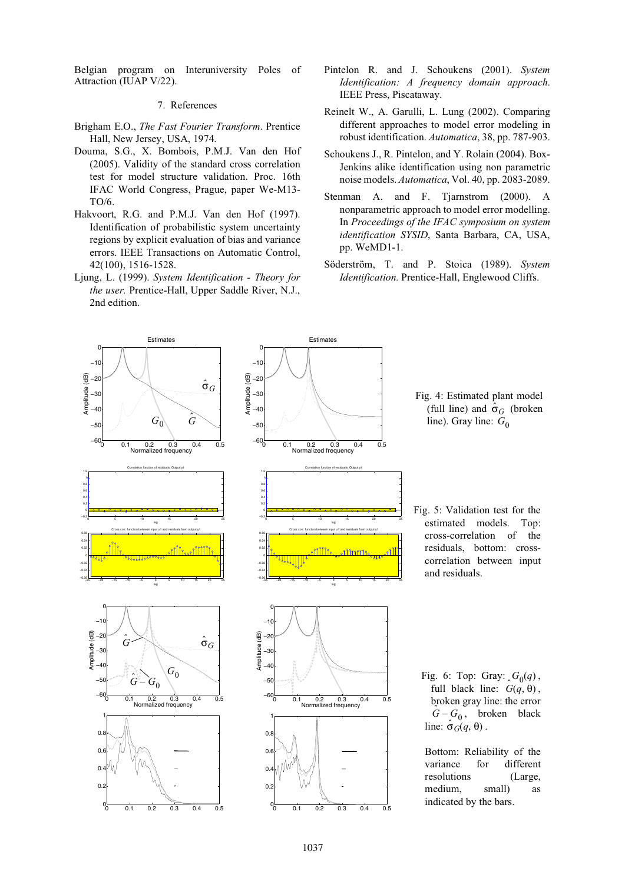Belgian program on Interuniversity Poles of Attraction (IUAP V/22).

## 7. References

Brigham E.O., *The Fast Fourier Transform*. Prentice Hall, New Jersey, USA, 1974.

Douma, S.G., X. Bombois, P.M.J. Van den Hof (2005). Validity of the standard cross correlation test for model structure validation. Proc. 16th IFAC World Congress, Prague, paper We-M13-TO/6.

Hakvoort, R.G. and P.M.J. Van den Hof (1997). Identification of probabilistic system uncertainty regions by explicit evaluation of bias and variance errors. IEEE Transactions on Automatic Control, 42(100), 1516-1528.

Ljung, L. (1999). *System Identification - Theory for the user.* Prentice-Hall, Upper Saddle River, N.J., 2nd edition.

Pintelon R. and J. Schoukens (2001). *System Identification: A frequency domain approach.* IEEE Press, Piscataway.

Reinelt W., A. Garulli, L. Lung (2002). Comparing different approaches to model error modeling in robust identification. *Automatica*, 38, pp. 787-903.

Schoukens J., R. Pintelon, and Y. Rolain (2004). Box-Jenkins alike identification using non parametric noise models. *Automatica*, Vol. 40, pp. 2083-2089.

Stenman A. and F. Tjarnstrom (2000). A nonparametric approach to model error modelling. In *Proceedings of the IFAC symposium on system identification SYSID*, Santa Barbara, CA, USA, pp. WeMD1-1.

Söderström, T. and P. Stoica (1989). *System Identification.* Prentice-Hall, Englewood Cliffs.

Fig. 4: Estimated plant model (full line) and $\hat{\sigma}_G$ (broken line). Gray line: $G_0$

Fig. 5: Validation test for the estimated models. Top: cross-correlation of the residuals, bottom: cross-correlation between input and residuals.

Fig. 6: Top: Gray: $G_0(q)$, full black line: $\hat{G}(q, \theta)$, broken gray line: the error $\hat{G} - G_0$, broken black line: $\hat{\sigma}_G(q, \theta)$.

Bottom: Reliability of the variance for different resolutions (Large, medium, small) as indicated by the bars.